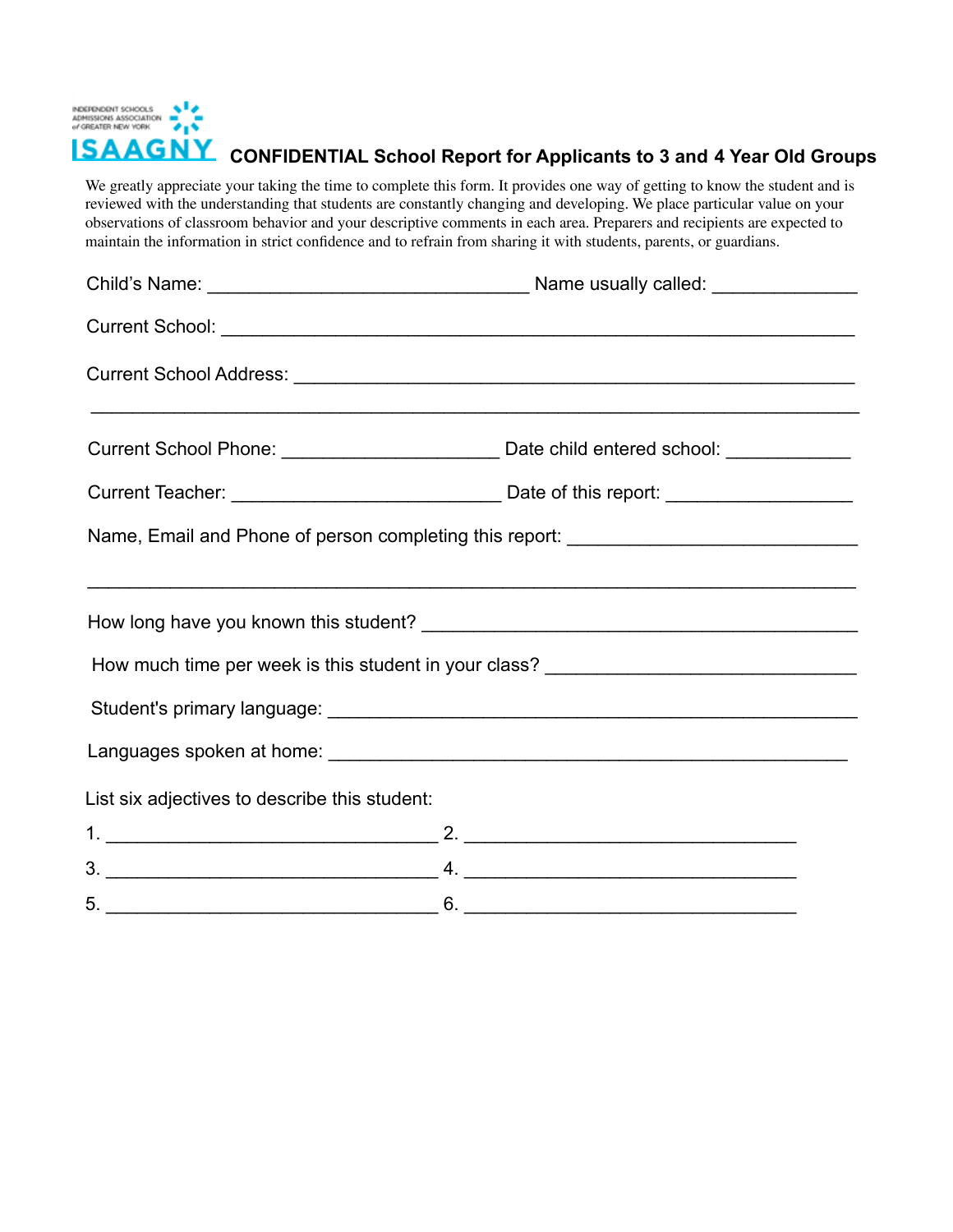INDEPENDENT SCHOOLS ADMISSIONS ASSOCIATION of GREATER NEW YORK

ISAAGNY

# CONFIDENTIAL School Report for Applicants to 3 and 4 Year Old Groups

We greatly appreciate your taking the time to complete this form. It provides one way of getting to know the student and is reviewed with the understanding that students are constantly changing and developing. We place particular value on your observations of classroom behavior and your descriptive comments in each area. Preparers and recipients are expected to maintain the information in strict confidence and to refrain from sharing it with students, parents, or guardians.

Child's Name: _______________________________ Name usually called: ______________

Current School: _______________________________________________________________

Current School Address: _________________________________________________________

___________________________________________________________________________

Current School Phone: ____________________ Date child entered school: ____________

Current Teacher: _________________________ Date of this report: _________________

Name, Email and Phone of person completing this report: ___________________________

___________________________________________________________________________

How long have you known this student? ___________________________________________

How much time per week is this student in your class? _____________________________

Student's primary language: ____________________________________________________

Languages spoken at home: ____________________________________________________

List six adjectives to describe this student:

1. ______________________________ 2. ______________________________

3. ______________________________ 4. ______________________________

5. ______________________________ 6. ______________________________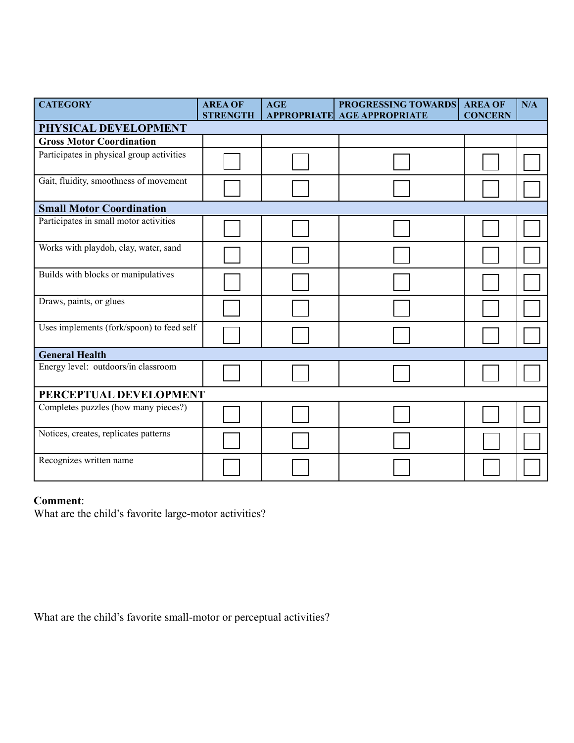| CATEGORY | AREA OF STRENGTH | AGE APPROPRIATE | PROGRESSING TOWARDS AGE APPROPRIATE | AREA OF CONCERN | N/A |
|---|---|---|---|---|---|
| **PHYSICAL DEVELOPMENT** | | | | | |
| **Gross Motor Coordination** | | | | | |
| Participates in physical group activities | ☐ | ☐ | ☐ | ☐ | ☐ |
| Gait, fluidity, smoothness of movement | ☐ | ☐ | ☐ | ☐ | ☐ |
| **Small Motor Coordination** | | | | | |
| Participates in small motor activities | ☐ | ☐ | ☐ | ☐ | ☐ |
| Works with playdoh, clay, water, sand | ☐ | ☐ | ☐ | ☐ | ☐ |
| Builds with blocks or manipulatives | ☐ | ☐ | ☐ | ☐ | ☐ |
| Draws, paints, or glues | ☐ | ☐ | ☐ | ☐ | ☐ |
| Uses implements (fork/spoon) to feed self | ☐ | ☐ | ☐ | ☐ | ☐ |
| **General Health** | | | | | |
| Energy level: outdoors/in classroom | ☐ | ☐ | ☐ | ☐ | ☐ |
| **PERCEPTUAL DEVELOPMENT** | | | | | |
| Completes puzzles (how many pieces?) | ☐ | ☐ | ☐ | ☐ | ☐ |
| Notices, creates, replicates patterns | ☐ | ☐ | ☐ | ☐ | ☐ |
| Recognizes written name | ☐ | ☐ | ☐ | ☐ | ☐ |

**Comment**:

What are the child's favorite large-motor activities?

What are the child's favorite small-motor or perceptual activities?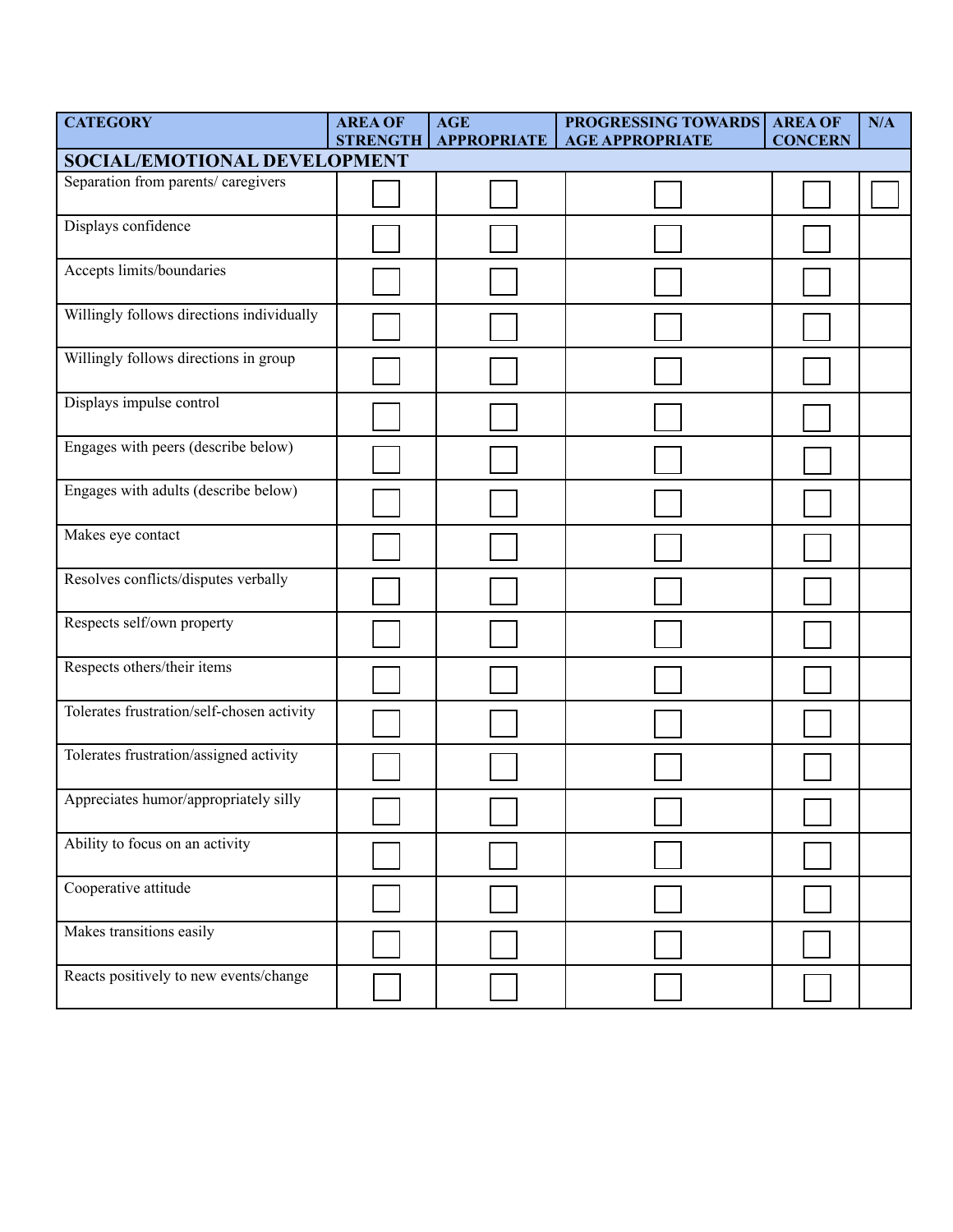| CATEGORY | AREA OF STRENGTH | AGE APPROPRIATE | PROGRESSING TOWARDS AGE APPROPRIATE | AREA OF CONCERN | N/A |
|---|---|---|---|---|---|
| **SOCIAL/EMOTIONAL DEVELOPMENT** | | | | | |
| Separation from parents/ caregivers | ☐ | ☐ | ☐ | ☐ | ☐ |
| Displays confidence | ☐ | ☐ | ☐ | ☐ | |
| Accepts limits/boundaries | ☐ | ☐ | ☐ | ☐ | |
| Willingly follows directions individually | ☐ | ☐ | ☐ | ☐ | |
| Willingly follows directions in group | ☐ | ☐ | ☐ | ☐ | |
| Displays impulse control | ☐ | ☐ | ☐ | ☐ | |
| Engages with peers (describe below) | ☐ | ☐ | ☐ | ☐ | |
| Engages with adults (describe below) | ☐ | ☐ | ☐ | ☐ | |
| Makes eye contact | ☐ | ☐ | ☐ | ☐ | |
| Resolves conflicts/disputes verbally | ☐ | ☐ | ☐ | ☐ | |
| Respects self/own property | ☐ | ☐ | ☐ | ☐ | |
| Respects others/their items | ☐ | ☐ | ☐ | ☐ | |
| Tolerates frustration/self-chosen activity | ☐ | ☐ | ☐ | ☐ | |
| Tolerates frustration/assigned activity | ☐ | ☐ | ☐ | ☐ | |
| Appreciates humor/appropriately silly | ☐ | ☐ | ☐ | ☐ | |
| Ability to focus on an activity | ☐ | ☐ | ☐ | ☐ | |
| Cooperative attitude | ☐ | ☐ | ☐ | ☐ | |
| Makes transitions easily | ☐ | ☐ | ☐ | ☐ | |
| Reacts positively to new events/change | ☐ | ☐ | ☐ | ☐ | |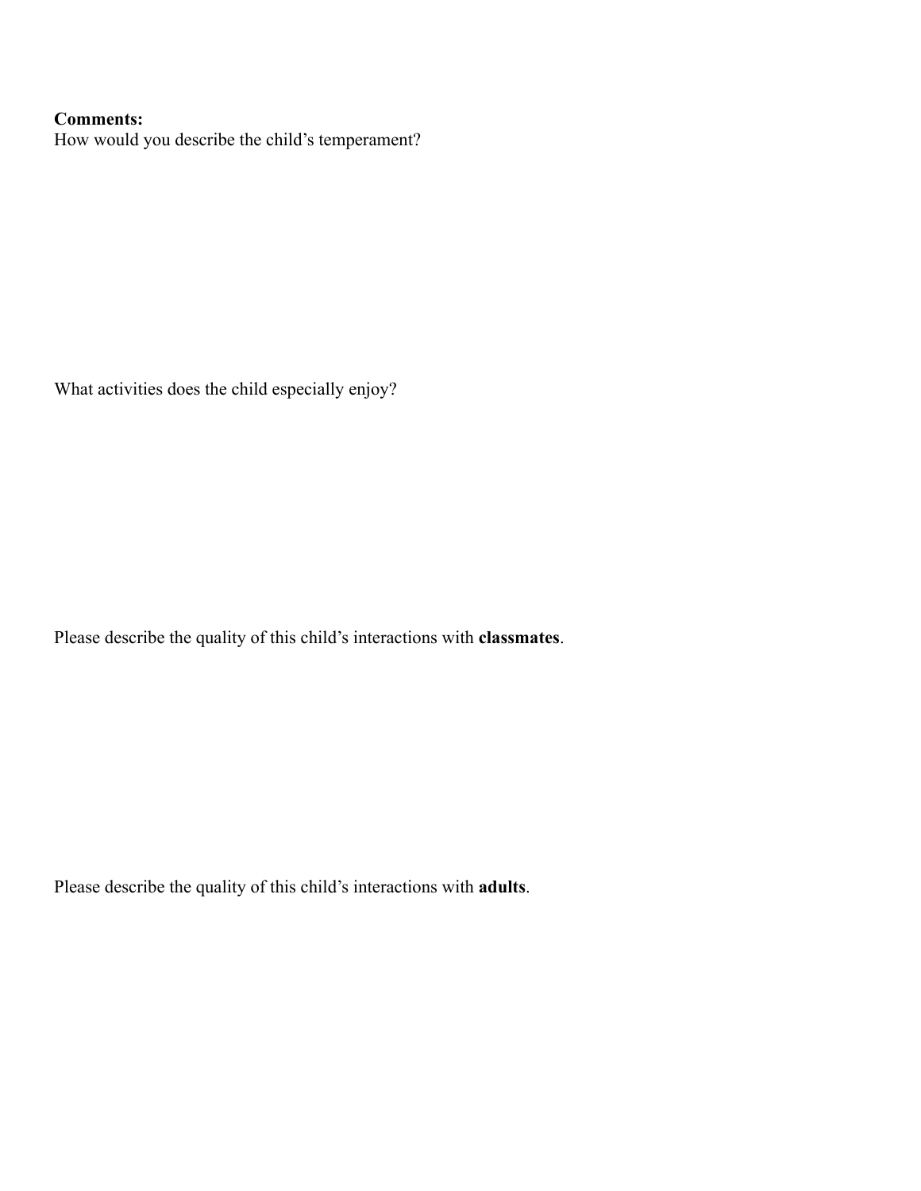**Comments:**

How would you describe the child's temperament?

What activities does the child especially enjoy?

Please describe the quality of this child's interactions with **classmates**.

Please describe the quality of this child's interactions with **adults**.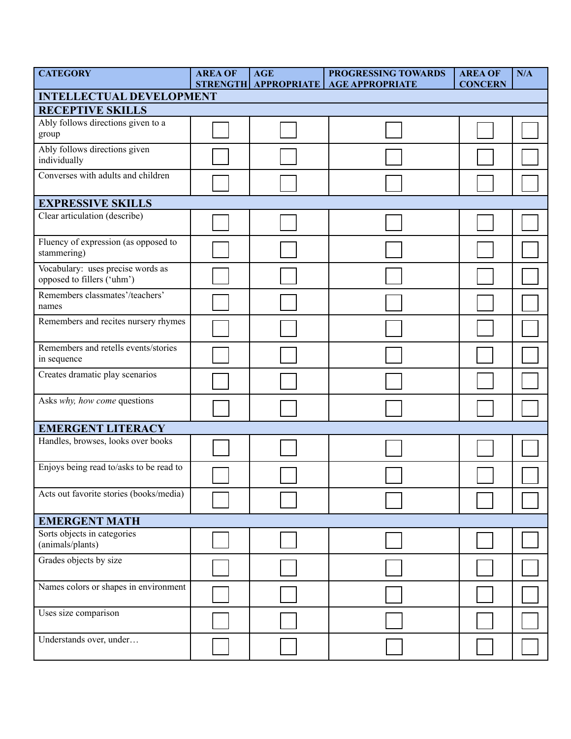| CATEGORY | AREA OF STRENGTH | AGE APPROPRIATE | PROGRESSING TOWARDS AGE APPROPRIATE | AREA OF CONCERN | N/A |
|---|---|---|---|---|---|
| **INTELLECTUAL DEVELOPMENT** | | | | | |
| **RECEPTIVE SKILLS** | | | | | |
| Ably follows directions given to a group | ☐ | ☐ | ☐ | ☐ | ☐ |
| Ably follows directions given individually | ☐ | ☐ | ☐ | ☐ | ☐ |
| Converses with adults and children | ☐ | ☐ | ☐ | ☐ | ☐ |
| **EXPRESSIVE SKILLS** | | | | | |
| Clear articulation (describe) | ☐ | ☐ | ☐ | ☐ | ☐ |
| Fluency of expression (as opposed to stammering) | ☐ | ☐ | ☐ | ☐ | ☐ |
| Vocabulary: uses precise words as opposed to fillers ('uhm') | ☐ | ☐ | ☐ | ☐ | ☐ |
| Remembers classmates'/teachers' names | ☐ | ☐ | ☐ | ☐ | ☐ |
| Remembers and recites nursery rhymes | ☐ | ☐ | ☐ | ☐ | ☐ |
| Remembers and retells events/stories in sequence | ☐ | ☐ | ☐ | ☐ | ☐ |
| Creates dramatic play scenarios | ☐ | ☐ | ☐ | ☐ | ☐ |
| Asks *why, how come* questions | ☐ | ☐ | ☐ | ☐ | ☐ |
| **EMERGENT LITERACY** | | | | | |
| Handles, browses, looks over books | ☐ | ☐ | ☐ | ☐ | ☐ |
| Enjoys being read to/asks to be read to | ☐ | ☐ | ☐ | ☐ | ☐ |
| Acts out favorite stories (books/media) | ☐ | ☐ | ☐ | ☐ | ☐ |
| **EMERGENT MATH** | | | | | |
| Sorts objects in categories (animals/plants) | ☐ | ☐ | ☐ | ☐ | ☐ |
| Grades objects by size | ☐ | ☐ | ☐ | ☐ | ☐ |
| Names colors or shapes in environment | ☐ | ☐ | ☐ | ☐ | ☐ |
| Uses size comparison | ☐ | ☐ | ☐ | ☐ | ☐ |
| Understands over, under… | ☐ | ☐ | ☐ | ☐ | ☐ |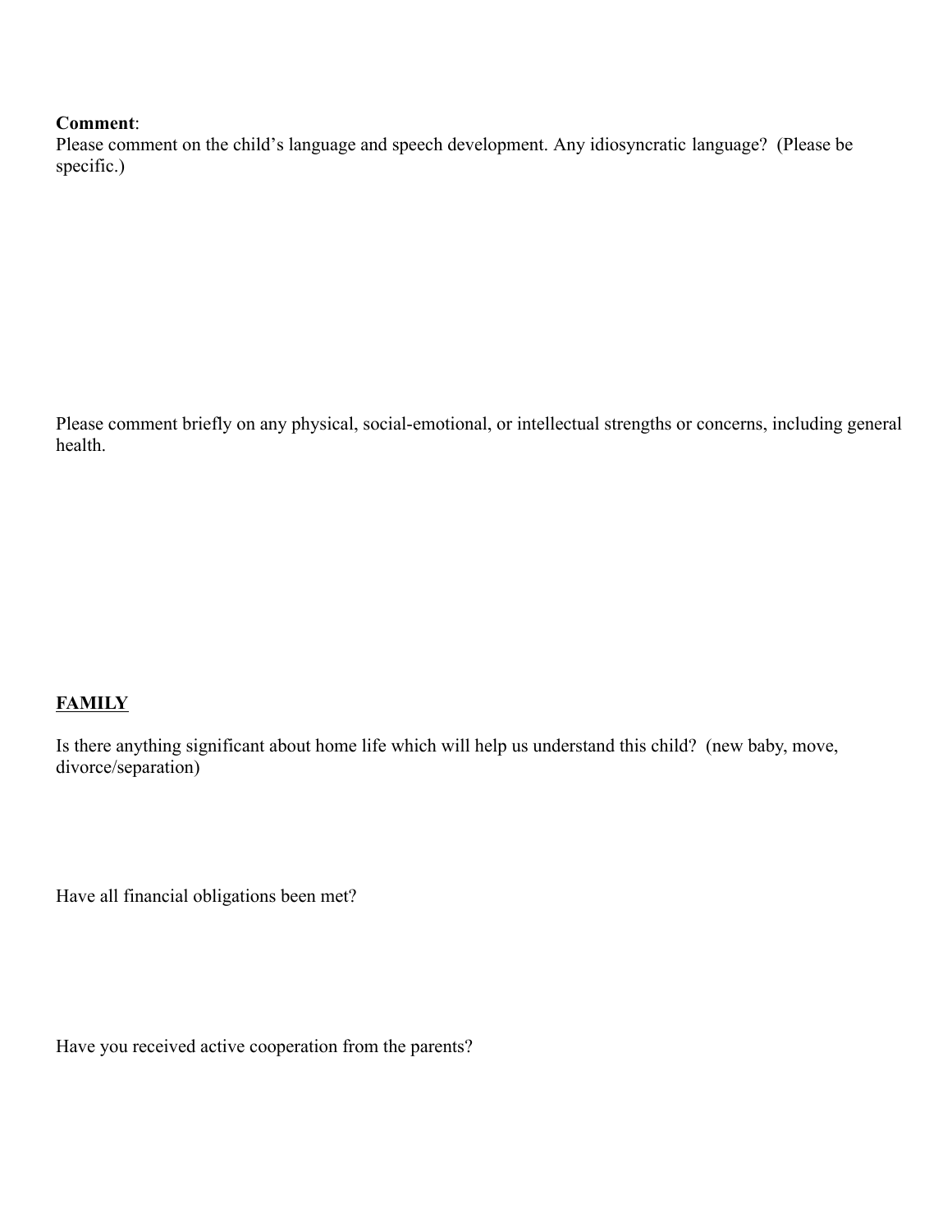**Comment**:
Please comment on the child's language and speech development. Any idiosyncratic language? (Please be specific.)

Please comment briefly on any physical, social-emotional, or intellectual strengths or concerns, including general health.

## **FAMILY**

Is there anything significant about home life which will help us understand this child? (new baby, move, divorce/separation)

Have all financial obligations been met?

Have you received active cooperation from the parents?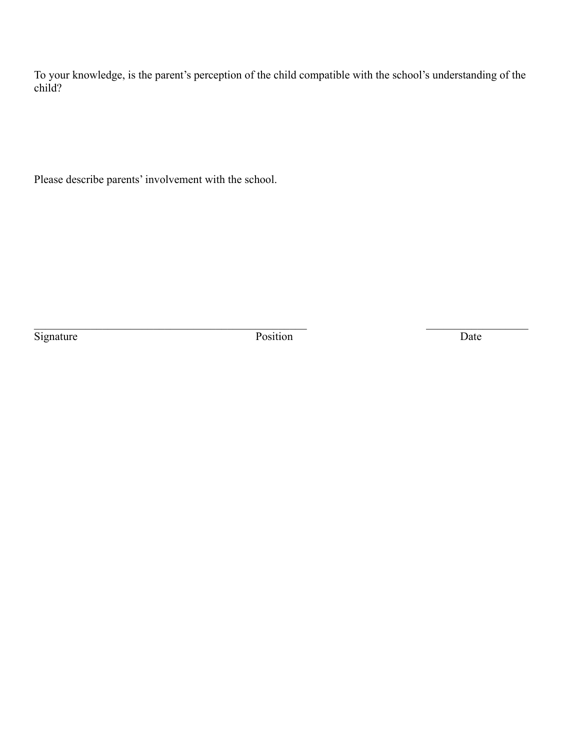To your knowledge, is the parent's perception of the child compatible with the school's understanding of the child?

Please describe parents' involvement with the school.

\_\_\_\_\_\_\_\_\_\_\_\_\_\_\_\_\_\_\_\_\_\_\_\_\_\_\_\_\_\_\_\_\_\_\_\_\_\_\_\_\_\_\_\_\_\_\_\_\_\_ \_\_\_\_\_\_\_\_\_\_\_\_\_\_\_\_\_\_\_\_

Signature Position Date